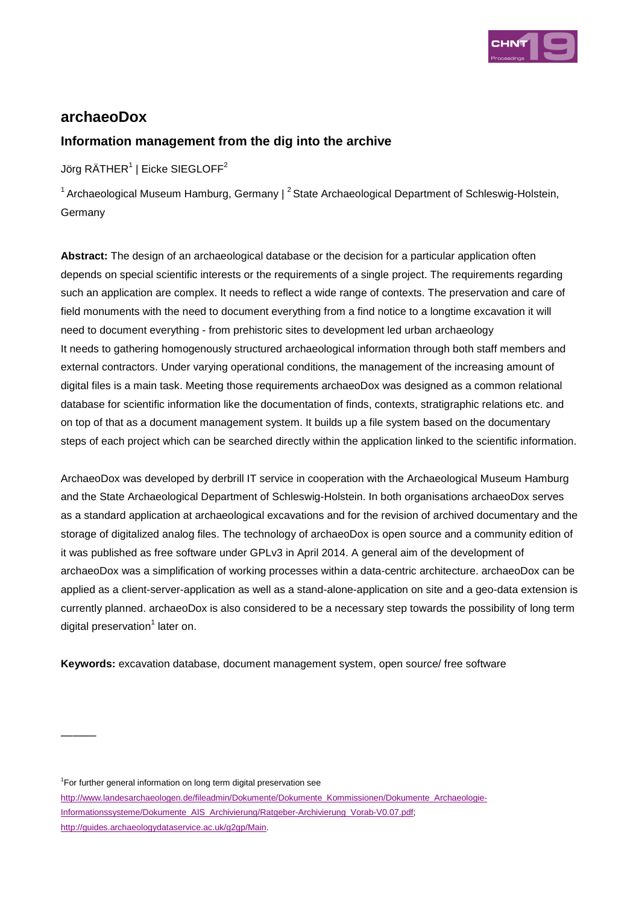# archaeoDox

## Information management from the dig into the archive

Jörg RÄTHER[1] | Eicke SIEGLOFF[2]

[1] Archaeological Museum Hamburg, Germany | [2] State Archaeological Department of Schleswig-Holstein, Germany

**Abstract:** The design of an archaeological database or the decision for a particular application often depends on special scientific interests or the requirements of a single project. The requirements regarding such an application are complex. It needs to reflect a wide range of contexts. The preservation and care of field monuments with the need to document everything from a find notice to a longtime excavation it will need to document everything - from prehistoric sites to development led urban archaeology
It needs to gathering homogenously structured archaeological information through both staff members and external contractors. Under varying operational conditions, the management of the increasing amount of digital files is a main task. Meeting those requirements archaeoDox was designed as a common relational database for scientific information like the documentation of finds, contexts, stratigraphic relations etc. and on top of that as a document management system. It builds up a file system based on the documentary steps of each project which can be searched directly within the application linked to the scientific information.

ArchaeoDox was developed by derbrill IT service in cooperation with the Archaeological Museum Hamburg and the State Archaeological Department of Schleswig-Holstein. In both organisations archaeoDox serves as a standard application at archaeological excavations and for the revision of archived documentary and the storage of digitalized analog files. The technology of archaeoDox is open source and a community edition of it was published as free software under GPLv3 in April 2014. A general aim of the development of archaeoDox was a simplification of working processes within a data-centric architecture. archaeoDox can be applied as a client-server-application as well as a stand-alone-application on site and a geo-data extension is currently planned. archaeoDox is also considered to be a necessary step towards the possibility of long term digital preservation[1] later on.

**Keywords:** excavation database, document management system, open source/ free software

---

[1] For further general information on long term digital preservation see http://www.landesarchaeologen.de/fileadmin/Dokumente/Dokumente_Kommissionen/Dokumente_Archaeologie-Informationssysteme/Dokumente_AIS_Archivierung/Ratgeber-Archivierung_Vorab-V0.07.pdf; http://guides.archaeologydataservice.ac.uk/g2gp/Main.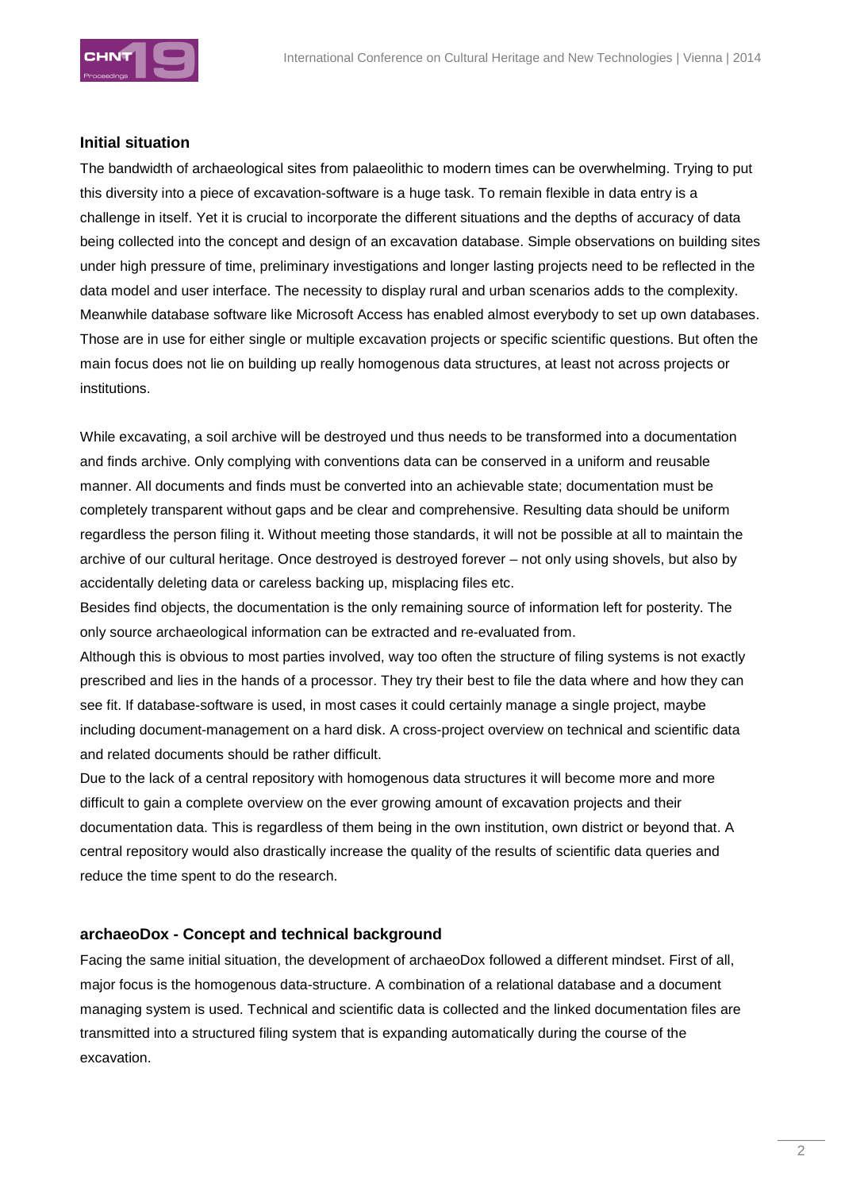## Initial situation

The bandwidth of archaeological sites from palaeolithic to modern times can be overwhelming. Trying to put this diversity into a piece of excavation-software is a huge task. To remain flexible in data entry is a challenge in itself. Yet it is crucial to incorporate the different situations and the depths of accuracy of data being collected into the concept and design of an excavation database. Simple observations on building sites under high pressure of time, preliminary investigations and longer lasting projects need to be reflected in the data model and user interface. The necessity to display rural and urban scenarios adds to the complexity. Meanwhile database software like Microsoft Access has enabled almost everybody to set up own databases. Those are in use for either single or multiple excavation projects or specific scientific questions. But often the main focus does not lie on building up really homogenous data structures, at least not across projects or institutions.

While excavating, a soil archive will be destroyed und thus needs to be transformed into a documentation and finds archive. Only complying with conventions data can be conserved in a uniform and reusable manner. All documents and finds must be converted into an achievable state; documentation must be completely transparent without gaps and be clear and comprehensive. Resulting data should be uniform regardless the person filing it. Without meeting those standards, it will not be possible at all to maintain the archive of our cultural heritage. Once destroyed is destroyed forever – not only using shovels, but also by accidentally deleting data or careless backing up, misplacing files etc.

Besides find objects, the documentation is the only remaining source of information left for posterity. The only source archaeological information can be extracted and re-evaluated from.

Although this is obvious to most parties involved, way too often the structure of filing systems is not exactly prescribed and lies in the hands of a processor. They try their best to file the data where and how they can see fit. If database-software is used, in most cases it could certainly manage a single project, maybe including document-management on a hard disk. A cross-project overview on technical and scientific data and related documents should be rather difficult.

Due to the lack of a central repository with homogenous data structures it will become more and more difficult to gain a complete overview on the ever growing amount of excavation projects and their documentation data. This is regardless of them being in the own institution, own district or beyond that. A central repository would also drastically increase the quality of the results of scientific data queries and reduce the time spent to do the research.

## archaeoDox - Concept and technical background

Facing the same initial situation, the development of archaeoDox followed a different mindset. First of all, major focus is the homogenous data-structure. A combination of a relational database and a document managing system is used. Technical and scientific data is collected and the linked documentation files are transmitted into a structured filing system that is expanding automatically during the course of the excavation.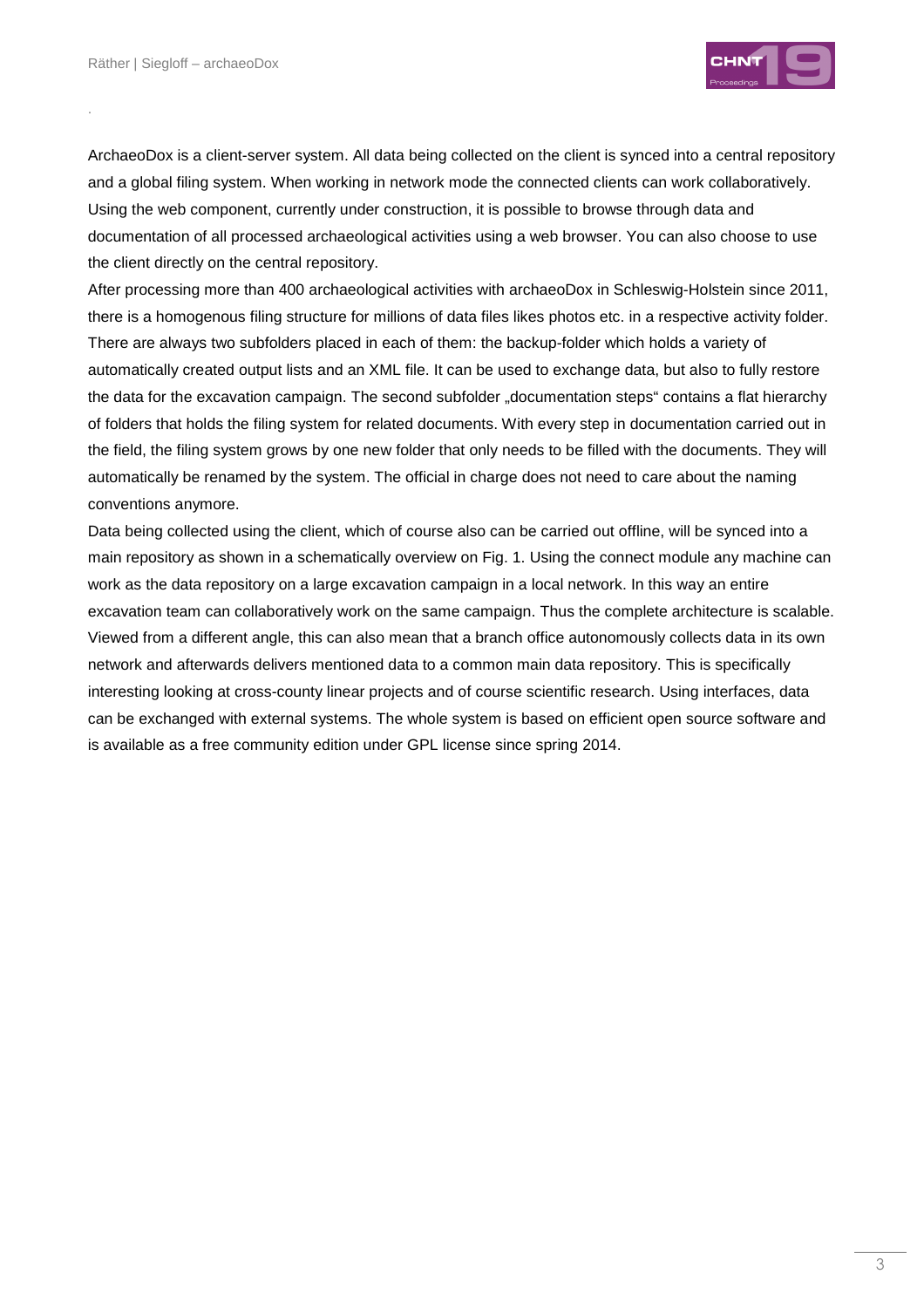ArchaeoDox is a client-server system. All data being collected on the client is synced into a central repository and a global filing system. When working in network mode the connected clients can work collaboratively. Using the web component, currently under construction, it is possible to browse through data and documentation of all processed archaeological activities using a web browser. You can also choose to use the client directly on the central repository.

After processing more than 400 archaeological activities with archaeoDox in Schleswig-Holstein since 2011, there is a homogenous filing structure for millions of data files likes photos etc. in a respective activity folder. There are always two subfolders placed in each of them: the backup-folder which holds a variety of automatically created output lists and an XML file. It can be used to exchange data, but also to fully restore the data for the excavation campaign. The second subfolder „documentation steps“ contains a flat hierarchy of folders that holds the filing system for related documents. With every step in documentation carried out in the field, the filing system grows by one new folder that only needs to be filled with the documents. They will automatically be renamed by the system. The official in charge does not need to care about the naming conventions anymore.

Data being collected using the client, which of course also can be carried out offline, will be synced into a main repository as shown in a schematically overview on Fig. 1. Using the connect module any machine can work as the data repository on a large excavation campaign in a local network. In this way an entire excavation team can collaboratively work on the same campaign. Thus the complete architecture is scalable. Viewed from a different angle, this can also mean that a branch office autonomously collects data in its own network and afterwards delivers mentioned data to a common main data repository. This is specifically interesting looking at cross-county linear projects and of course scientific research. Using interfaces, data can be exchanged with external systems. The whole system is based on efficient open source software and is available as a free community edition under GPL license since spring 2014.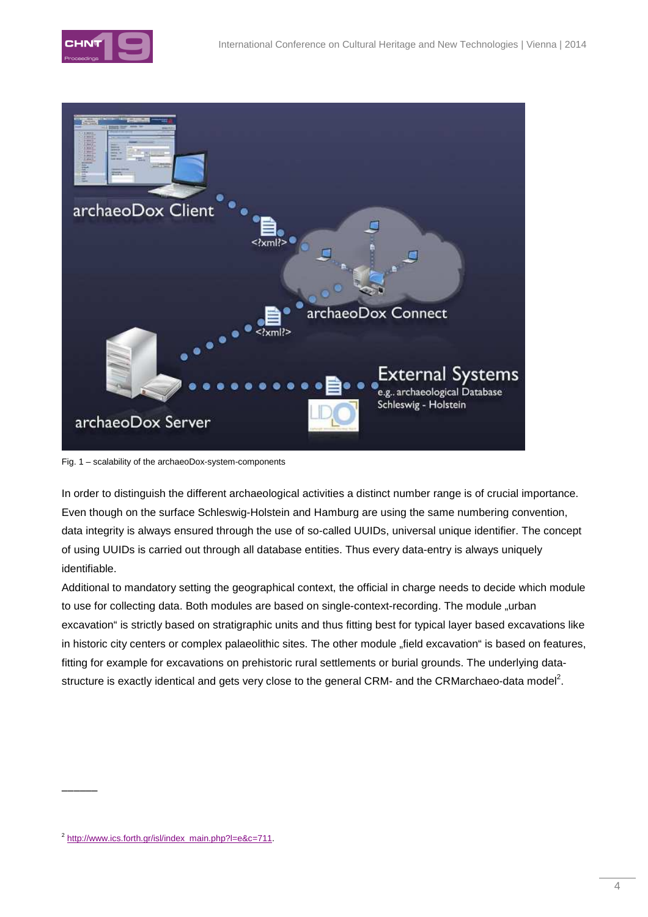Fig. 1 – scalability of the archaeoDox-system-components

In order to distinguish the different archaeological activities a distinct number range is of crucial importance. Even though on the surface Schleswig-Holstein and Hamburg are using the same numbering convention, data integrity is always ensured through the use of so-called UUIDs, universal unique identifier. The concept of using UUIDs is carried out through all database entities. Thus every data-entry is always uniquely identifiable.

Additional to mandatory setting the geographical context, the official in charge needs to decide which module to use for collecting data. Both modules are based on single-context-recording. The module „urban excavation" is strictly based on stratigraphic units and thus fitting best for typical layer based excavations like in historic city centers or complex palaeolithic sites. The other module „field excavation" is based on features, fitting for example for excavations on prehistoric rural settlements or burial grounds. The underlying data-structure is exactly identical and gets very close to the general CRM- and the CRMarchaeo-data model[2].

---

[2] http://www.ics.forth.gr/isl/index_main.php?l=e&c=711.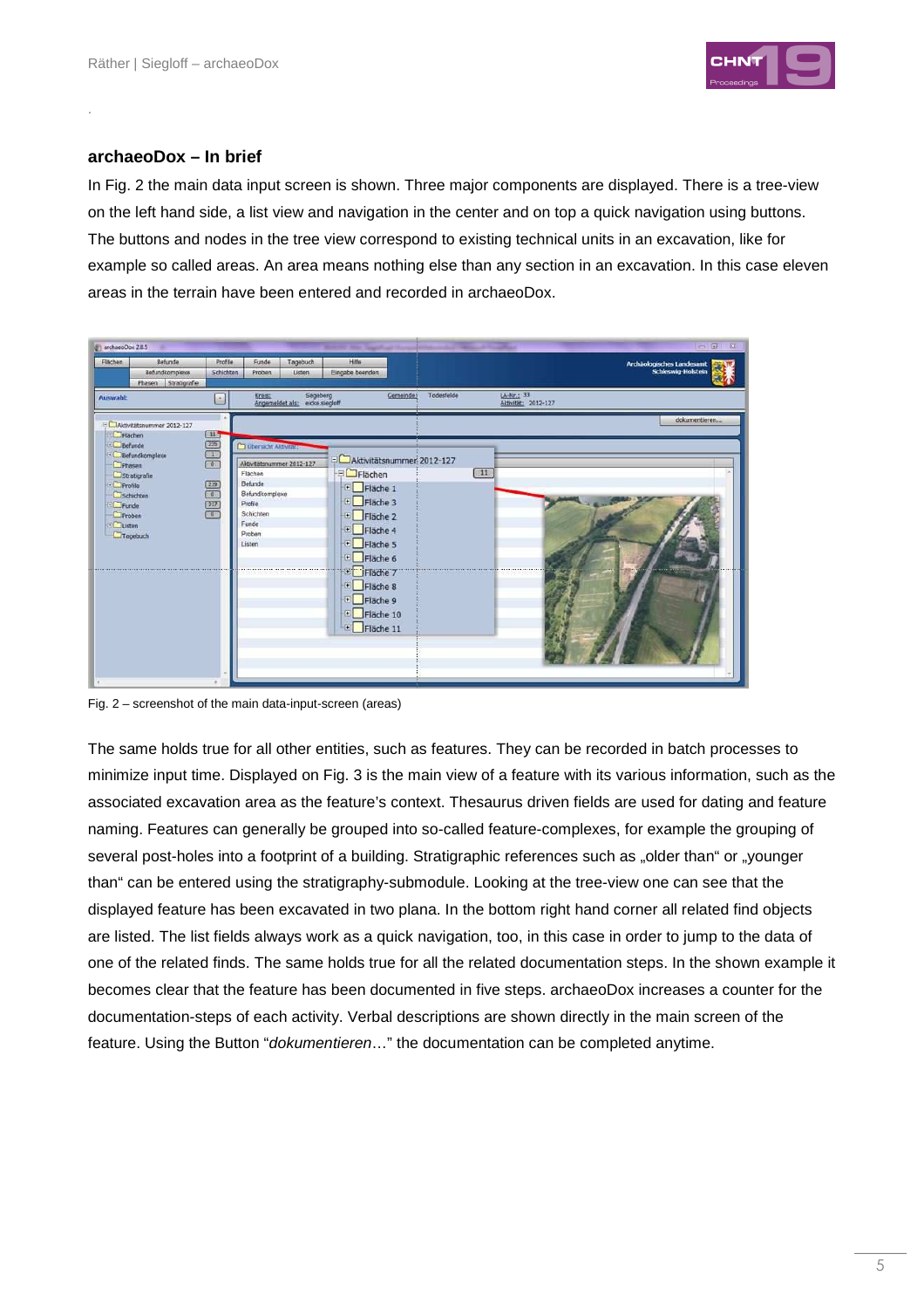### archaeoDox – In brief

In Fig. 2 the main data input screen is shown. Three major components are displayed. There is a tree-view on the left hand side, a list view and navigation in the center and on top a quick navigation using buttons. The buttons and nodes in the tree view correspond to existing technical units in an excavation, like for example so called areas. An area means nothing else than any section in an excavation. In this case eleven areas in the terrain have been entered and recorded in archaeoDox.

Fig. 2 – screenshot of the main data-input-screen (areas)

The same holds true for all other entities, such as features. They can be recorded in batch processes to minimize input time. Displayed on Fig. 3 is the main view of a feature with its various information, such as the associated excavation area as the feature's context. Thesaurus driven fields are used for dating and feature naming. Features can generally be grouped into so-called feature-complexes, for example the grouping of several post-holes into a footprint of a building. Stratigraphic references such as „older than" or „younger than" can be entered using the stratigraphy-submodule. Looking at the tree-view one can see that the displayed feature has been excavated in two plana. In the bottom right hand corner all related find objects are listed. The list fields always work as a quick navigation, too, in this case in order to jump to the data of one of the related finds. The same holds true for all the related documentation steps. In the shown example it becomes clear that the feature has been documented in five steps. archaeoDox increases a counter for the documentation-steps of each activity. Verbal descriptions are shown directly in the main screen of the feature. Using the Button "*dokumentieren…*" the documentation can be completed anytime.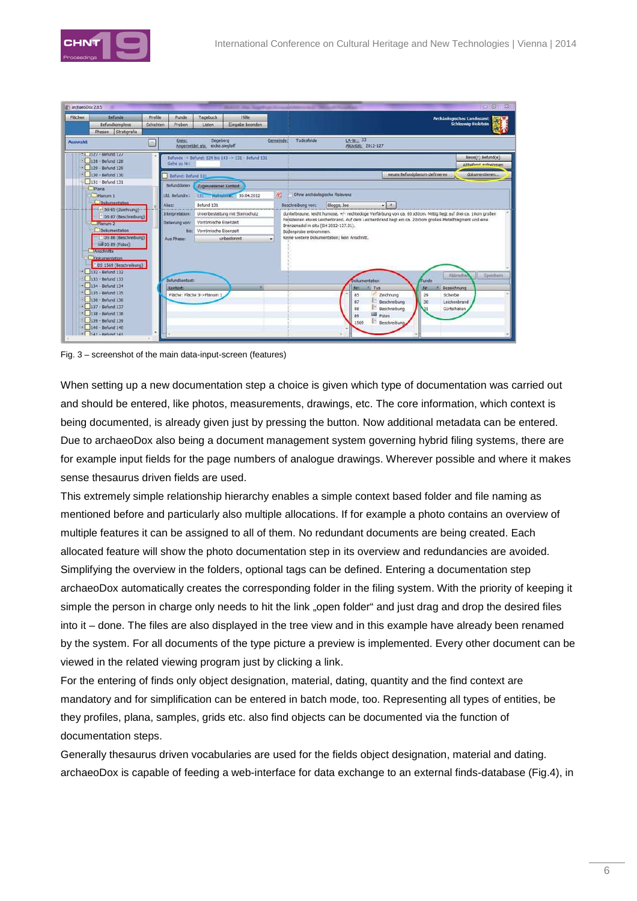Fig. 3 – screenshot of the main data-input-screen (features)

When setting up a new documentation step a choice is given which type of documentation was carried out and should be entered, like photos, measurements, drawings, etc. The core information, which context is being documented, is already given just by pressing the button. Now additional metadata can be entered. Due to archaeoDox also being a document management system governing hybrid filing systems, there are for example input fields for the page numbers of analogue drawings. Wherever possible and where it makes sense thesaurus driven fields are used.

This extremely simple relationship hierarchy enables a simple context based folder and file naming as mentioned before and particularly also multiple allocations. If for example a photo contains an overview of multiple features it can be assigned to all of them. No redundant documents are being created. Each allocated feature will show the photo documentation step in its overview and redundancies are avoided. Simplifying the overview in the folders, optional tags can be defined. Entering a documentation step archaeoDox automatically creates the corresponding folder in the filing system. With the priority of keeping it simple the person in charge only needs to hit the link „open folder“ and just drag and drop the desired files into it – done. The files are also displayed in the tree view and in this example have already been renamed by the system. For all documents of the type picture a preview is implemented. Every other document can be viewed in the related viewing program just by clicking a link.

For the entering of finds only object designation, material, dating, quantity and the find context are mandatory and for simplification can be entered in batch mode, too. Representing all types of entities, be they profiles, plana, samples, grids etc. also find objects can be documented via the function of documentation steps.

Generally thesaurus driven vocabularies are used for the fields object designation, material and dating. archaeoDox is capable of feeding a web-interface for data exchange to an external finds-database (Fig.4), in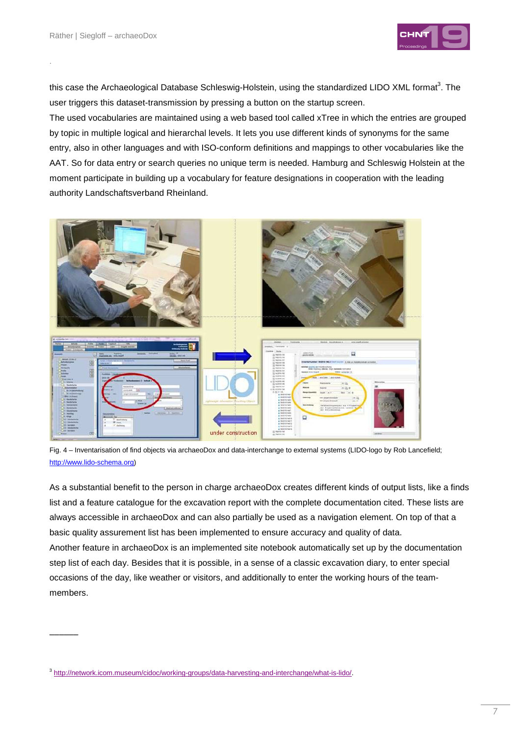this case the Archaeological Database Schleswig-Holstein, using the standardized LIDO XML format[3]. The user triggers this dataset-transmission by pressing a button on the startup screen.

The used vocabularies are maintained using a web based tool called xTree in which the entries are grouped by topic in multiple logical and hierarchical levels. It lets you use different kinds of synonyms for the same entry, also in other languages and with ISO-conform definitions and mappings to other vocabularies like the AAT. So for data entry or search queries no unique term is needed. Hamburg and Schleswig Holstein at the moment participate in building up a vocabulary for feature designations in cooperation with the leading authority Landschaftsverband Rheinland.

Fig. 4 – Inventarisation of find objects via archaeoDox and data-interchange to external systems (LIDO-logo by Rob Lancefield; http://www.lido-schema.org)

As a substantial benefit to the person in charge archaeoDox creates different kinds of output lists, like a finds list and a feature catalogue for the excavation report with the complete documentation cited. These lists are always accessible in archaeoDox and can also partially be used as a navigation element. On top of that a basic quality assurement list has been implemented to ensure accuracy and quality of data.

Another feature in archaeoDox is an implemented site notebook automatically set up by the documentation step list of each day. Besides that it is possible, in a sense of a classic excavation diary, to enter special occasions of the day, like weather or visitors, and additionally to enter the working hours of the team-members.

———

[3] http://network.icom.museum/cidoc/working-groups/data-harvesting-and-interchange/what-is-lido/.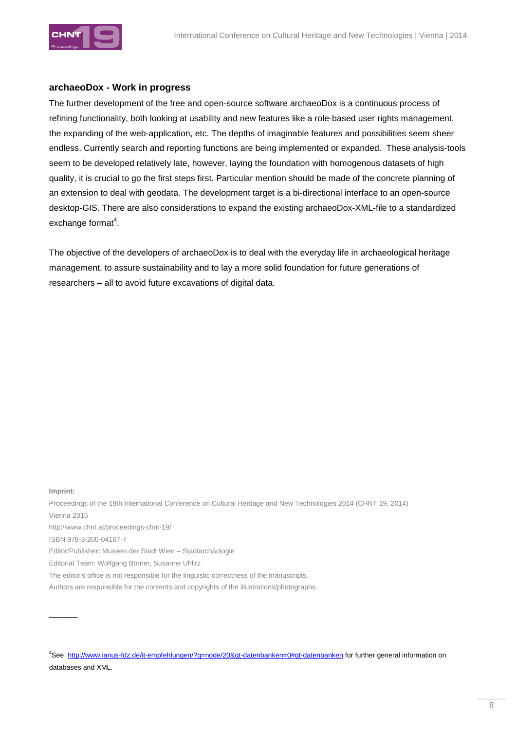### archaeoDox - Work in progress

The further development of the free and open-source software archaeoDox is a continuous process of refining functionality, both looking at usability and new features like a role-based user rights management, the expanding of the web-application, etc. The depths of imaginable features and possibilities seem sheer endless. Currently search and reporting functions are being implemented or expanded.  These analysis-tools seem to be developed relatively late, however, laying the foundation with homogenous datasets of high quality, it is crucial to go the first steps first. Particular mention should be made of the concrete planning of an extension to deal with geodata. The development target is a bi-directional interface to an open-source desktop-GIS. There are also considerations to expand the existing archaeoDox-XML-file to a standardized exchange format[4].

The objective of the developers of archaeoDox is to deal with the everyday life in archaeological heritage management, to assure sustainability and to lay a more solid foundation for future generations of researchers – all to avoid future excavations of digital data.

**Imprint:**

Proceedings of the 19th International Conference on Cultural Heritage and New Technologies 2014 (CHNT 19, 2014)

Vienna 2015

http://www.chnt.at/proceedings-chnt-19/

ISBN 978-3-200-04167-7

Editor/Publisher**:** Museen der Stadt Wien – Stadtarchäologie

Editorial Team: Wolfgang Börner, Susanne Uhlirz

The editor's office is not responsible for the linguistic correctness of the manuscripts.

Authors are responsible for the contents and copyrights of the illustrations/photographs.

---

[4]See http://www.ianus-fdz.de/it-empfehlungen/?q=node/20&qt-datenbanken=0#qt-datenbanken for further general information on databases and XML.